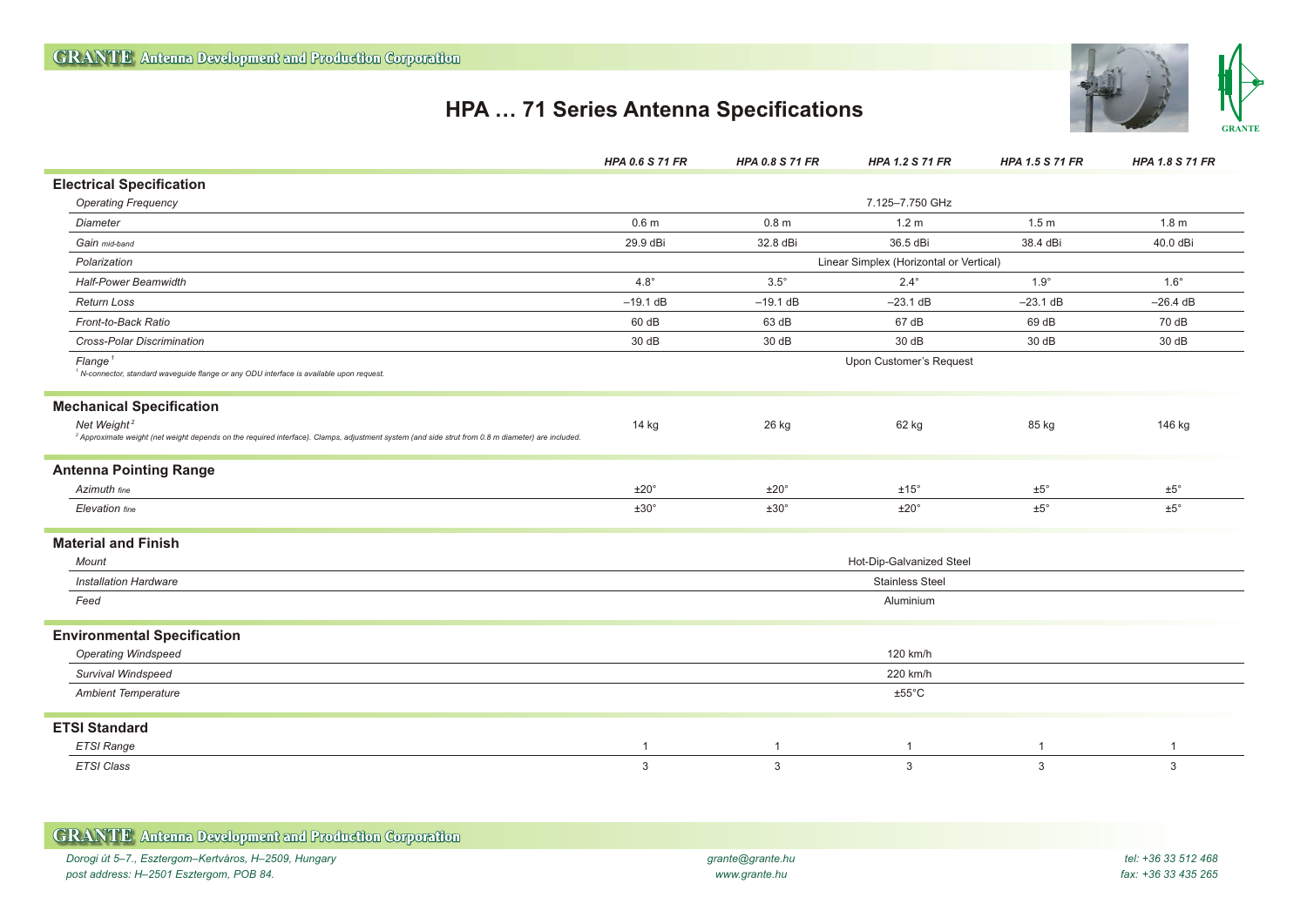# HPA … 71 Series Antenna Specifications

| | HPA 0.6 S 71 FR | HPA 0.8 S 71 FR | HPA 1.2 S 71 FR | HPA 1.5 S 71 FR | HPA 1.8 S 71 FR |
|---|---|---|---|---|---|
| **Electrical Specification** | | | | | |
| *Operating Frequency* | 7.125–7.750 GHz | | | | |
| *Diameter* | 0.6 m | 0.8 m | 1.2 m | 1.5 m | 1.8 m |
| *Gain mid-band* | 29.9 dBi | 32.8 dBi | 36.5 dBi | 38.4 dBi | 40.0 dBi |
| *Polarization* | Linear Simplex (Horizontal or Vertical) | | | | |
| *Half-Power Beamwidth* | 4.8° | 3.5° | 2.4° | 1.9° | 1.6° |
| *Return Loss* | –19.1 dB | –19.1 dB | –23.1 dB | –23.1 dB | –26.4 dB |
| *Front-to-Back Ratio* | 60 dB | 63 dB | 67 dB | 69 dB | 70 dB |
| *Cross-Polar Discrimination* | 30 dB | 30 dB | 30 dB | 30 dB | 30 dB |
| *Flange* [1] | Upon Customer's Request | | | | |
| **Mechanical Specification** | | | | | |
| *Net Weight* [2] | 14 kg | 26 kg | 62 kg | 85 kg | 146 kg |
| **Antenna Pointing Range** | | | | | |
| *Azimuth fine* | ±20° | ±20° | ±15° | ±5° | ±5° |
| *Elevation fine* | ±30° | ±30° | ±20° | ±5° | ±5° |
| **Material and Finish** | | | | | |
| *Mount* | Hot-Dip-Galvanized Steel | | | | |
| *Installation Hardware* | Stainless Steel | | | | |
| *Feed* | Aluminium | | | | |
| **Environmental Specification** | | | | | |
| *Operating Windspeed* | 120 km/h | | | | |
| *Survival Windspeed* | 220 km/h | | | | |
| *Ambient Temperature* | ±55°C | | | | |
| **ETSI Standard** | | | | | |
| *ETSI Range* | 1 | 1 | 1 | 1 | 1 |
| *ETSI Class* | 3 | 3 | 3 | 3 | 3 |

[1] N-connector, standard waveguide flange or any ODU interface is available upon request.

[2] Approximate weight (net weight depends on the required interface). Clamps, adjustment system (and side strut from 0.8 m diameter) are included.

**GRANTE Antenna Development and Production Corporation**

*Dorogi út 5–7., Esztergom–Kertváros, H–2509, Hungary*
*post address: H–2501 Esztergom, POB 84.*

*grante@grante.hu*
*www.grante.hu*

*tel: +36 33 512 468*
*fax: +36 33 435 265*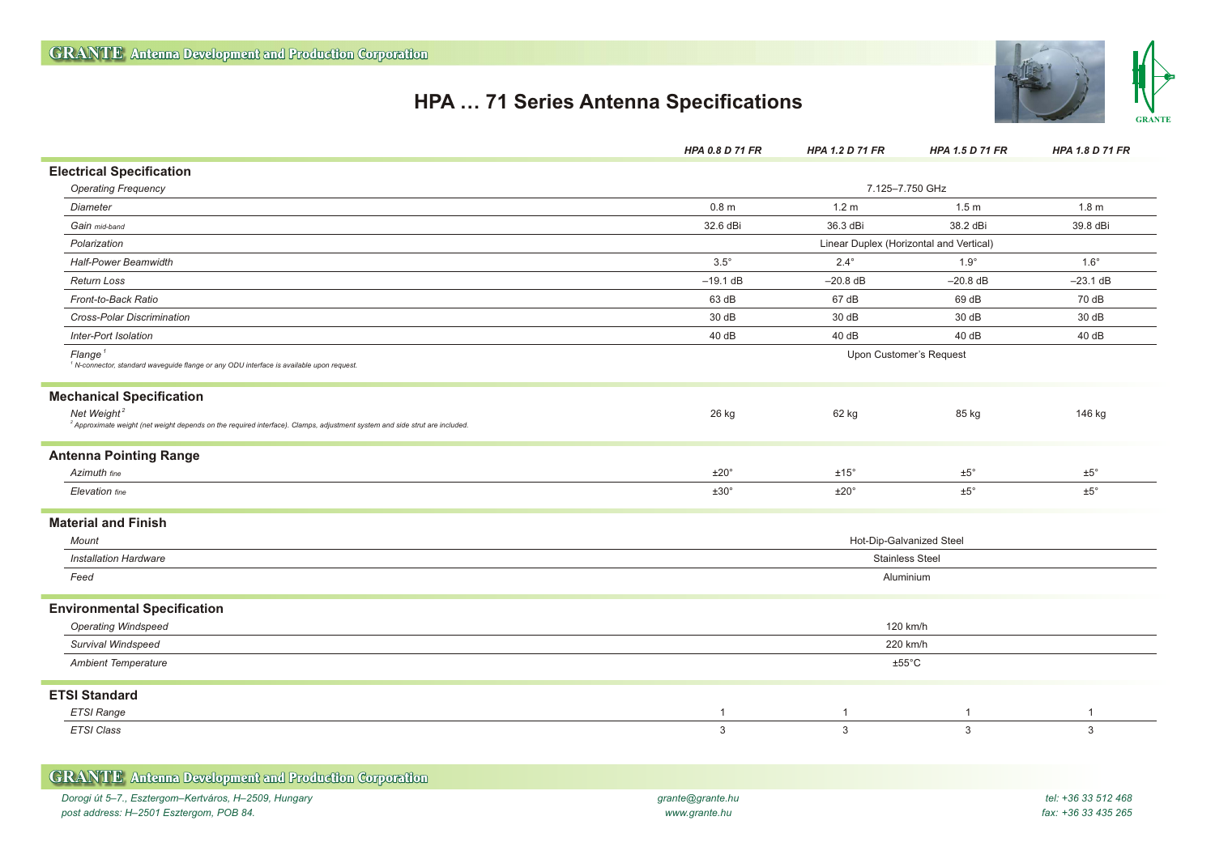# HPA … 71 Series Antenna Specifications

| | HPA 0.8 D 71 FR | HPA 1.2 D 71 FR | HPA 1.5 D 71 FR | HPA 1.8 D 71 FR |
|---|---|---|---|---|
| **Electrical Specification** | | | | |
| *Operating Frequency* | 7.125–7.750 GHz | | | |
| *Diameter* | 0.8 m | 1.2 m | 1.5 m | 1.8 m |
| *Gain mid-band* | 32.6 dBi | 36.3 dBi | 38.2 dBi | 39.8 dBi |
| *Polarization* | Linear Duplex (Horizontal and Vertical) | | | |
| *Half-Power Beamwidth* | 3.5° | 2.4° | 1.9° | 1.6° |
| *Return Loss* | –19.1 dB | –20.8 dB | –20.8 dB | –23.1 dB |
| *Front-to-Back Ratio* | 63 dB | 67 dB | 69 dB | 70 dB |
| *Cross-Polar Discrimination* | 30 dB | 30 dB | 30 dB | 30 dB |
| *Inter-Port Isolation* | 40 dB | 40 dB | 40 dB | 40 dB |
| *Flange* [1] | Upon Customer's Request | | | |
| **Mechanical Specification** | | | | |
| *Net Weight* [2] | 26 kg | 62 kg | 85 kg | 146 kg |
| **Antenna Pointing Range** | | | | |
| *Azimuth fine* | ±20° | ±15° | ±5° | ±5° |
| *Elevation fine* | ±30° | ±20° | ±5° | ±5° |
| **Material and Finish** | | | | |
| *Mount* | Hot-Dip-Galvanized Steel | | | |
| *Installation Hardware* | Stainless Steel | | | |
| *Feed* | Aluminium | | | |
| **Environmental Specification** | | | | |
| *Operating Windspeed* | 120 km/h | | | |
| *Survival Windspeed* | 220 km/h | | | |
| *Ambient Temperature* | ±55°C | | | |
| **ETSI Standard** | | | | |
| *ETSI Range* | 1 | 1 | 1 | 1 |
| *ETSI Class* | 3 | 3 | 3 | 3 |

*[1] N-connector, standard waveguide flange or any ODU interface is available upon request.*

*[2] Approximate weight (net weight depends on the required interface). Clamps, adjustment system and side strut are included.*

**GRANTE Antenna Development and Production Corporation**

*Dorogi út 5–7., Esztergom–Kertváros, H–2509, Hungary*
*post address: H–2501 Esztergom, POB 84.*

*grante@grante.hu*
*www.grante.hu*

*tel: +36 33 512 468*
*fax: +36 33 435 265*